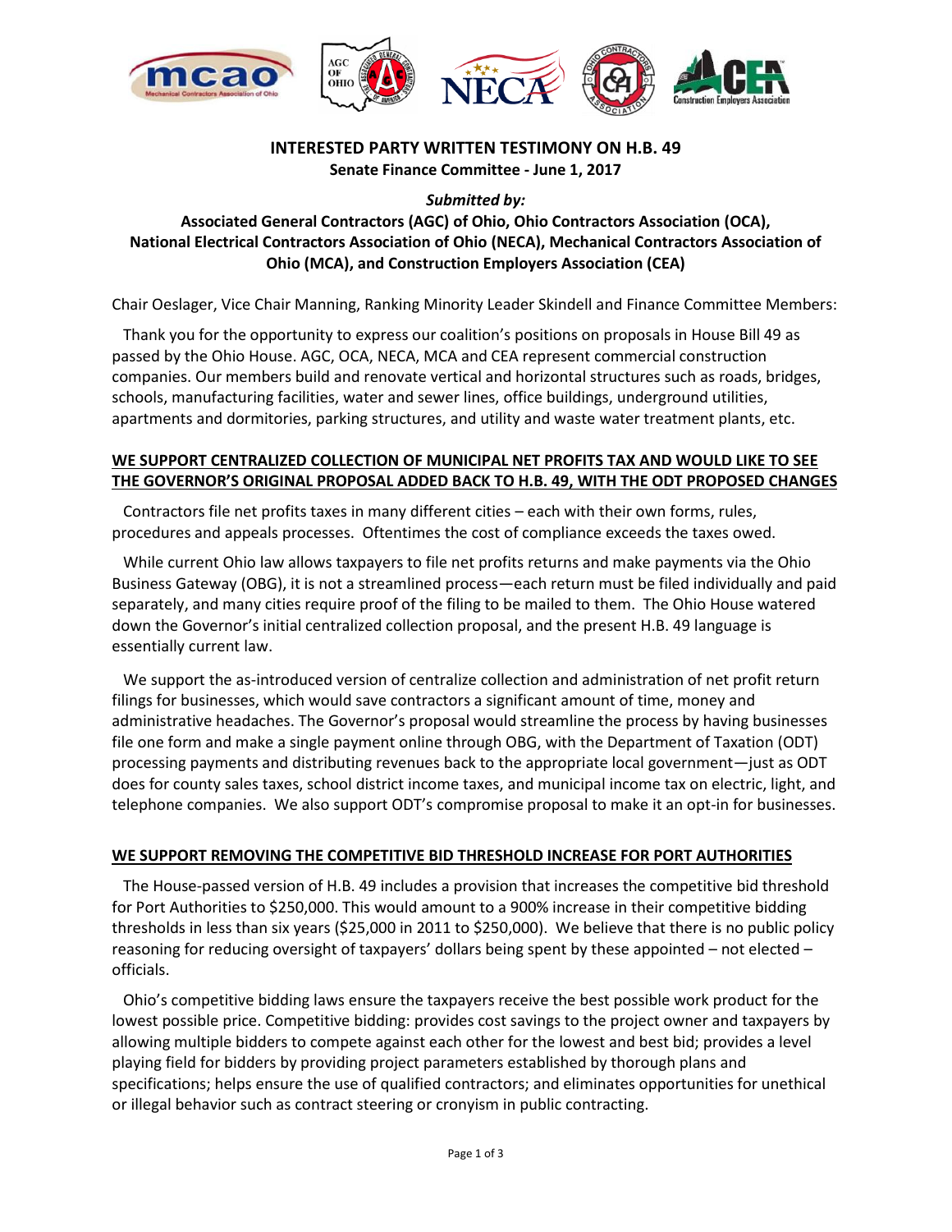## INTERESTED PARTY WRITTEN TESTIMONY ON H.B. 49

**Senate Finance Committee - June 1, 2017**

***Submitted by:***

**Associated General Contractors (AGC) of Ohio, Ohio Contractors Association (OCA), National Electrical Contractors Association of Ohio (NECA), Mechanical Contractors Association of Ohio (MCA), and Construction Employers Association (CEA)**

Chair Oeslager, Vice Chair Manning, Ranking Minority Leader Skindell and Finance Committee Members:

Thank you for the opportunity to express our coalition's positions on proposals in House Bill 49 as passed by the Ohio House. AGC, OCA, NECA, MCA and CEA represent commercial construction companies. Our members build and renovate vertical and horizontal structures such as roads, bridges, schools, manufacturing facilities, water and sewer lines, office buildings, underground utilities, apartments and dormitories, parking structures, and utility and waste water treatment plants, etc.

**WE SUPPORT CENTRALIZED COLLECTION OF MUNICIPAL NET PROFITS TAX AND WOULD LIKE TO SEE THE GOVERNOR'S ORIGINAL PROPOSAL ADDED BACK TO H.B. 49, WITH THE ODT PROPOSED CHANGES**

Contractors file net profits taxes in many different cities – each with their own forms, rules, procedures and appeals processes. Oftentimes the cost of compliance exceeds the taxes owed.

While current Ohio law allows taxpayers to file net profits returns and make payments via the Ohio Business Gateway (OBG), it is not a streamlined process—each return must be filed individually and paid separately, and many cities require proof of the filing to be mailed to them. The Ohio House watered down the Governor's initial centralized collection proposal, and the present H.B. 49 language is essentially current law.

We support the as-introduced version of centralize collection and administration of net profit return filings for businesses, which would save contractors a significant amount of time, money and administrative headaches. The Governor's proposal would streamline the process by having businesses file one form and make a single payment online through OBG, with the Department of Taxation (ODT) processing payments and distributing revenues back to the appropriate local government—just as ODT does for county sales taxes, school district income taxes, and municipal income tax on electric, light, and telephone companies. We also support ODT's compromise proposal to make it an opt-in for businesses.

**WE SUPPORT REMOVING THE COMPETITIVE BID THRESHOLD INCREASE FOR PORT AUTHORITIES**

The House-passed version of H.B. 49 includes a provision that increases the competitive bid threshold for Port Authorities to $250,000. This would amount to a 900% increase in their competitive bidding thresholds in less than six years ($25,000 in 2011 to $250,000). We believe that there is no public policy reasoning for reducing oversight of taxpayers' dollars being spent by these appointed – not elected – officials.

Ohio's competitive bidding laws ensure the taxpayers receive the best possible work product for the lowest possible price. Competitive bidding: provides cost savings to the project owner and taxpayers by allowing multiple bidders to compete against each other for the lowest and best bid; provides a level playing field for bidders by providing project parameters established by thorough plans and specifications; helps ensure the use of qualified contractors; and eliminates opportunities for unethical or illegal behavior such as contract steering or cronyism in public contracting.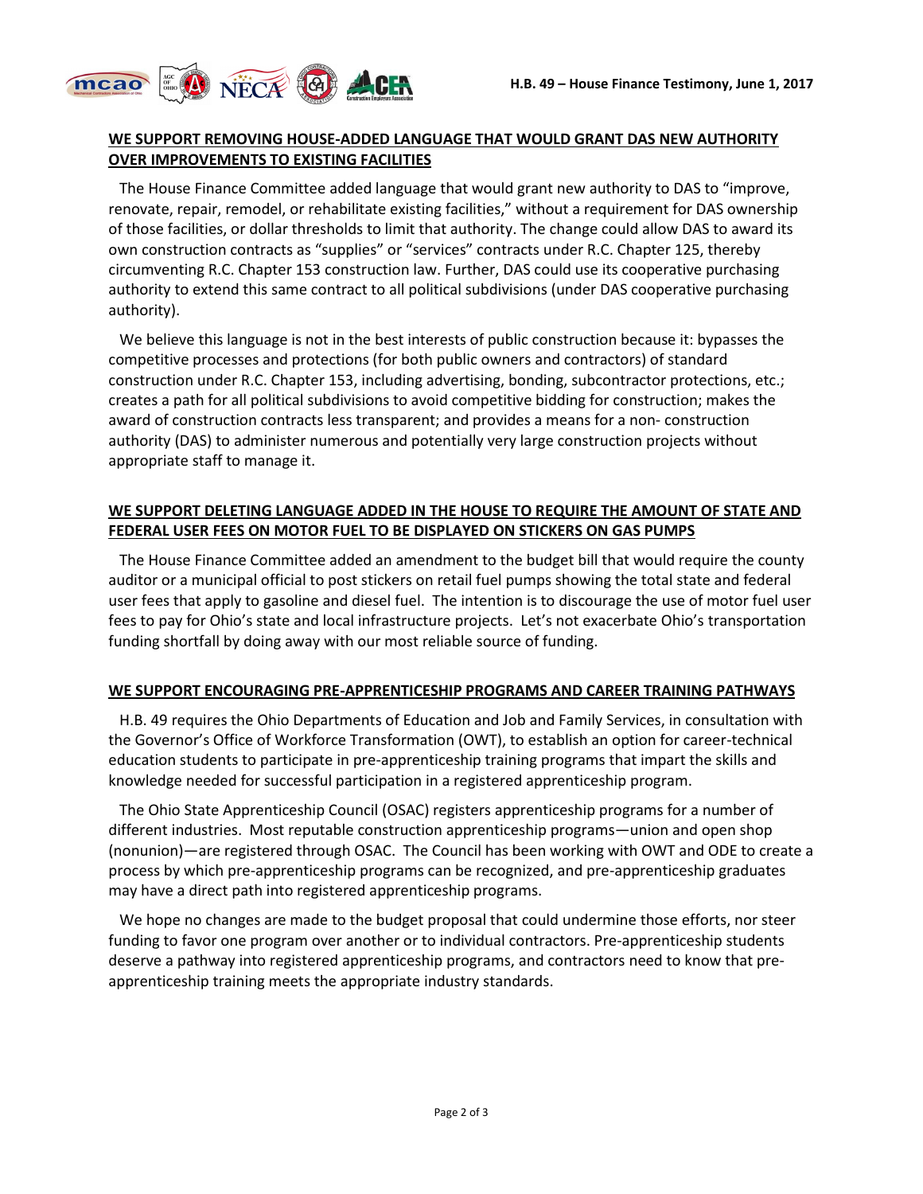**WE SUPPORT REMOVING HOUSE-ADDED LANGUAGE THAT WOULD GRANT DAS NEW AUTHORITY OVER IMPROVEMENTS TO EXISTING FACILITIES**

The House Finance Committee added language that would grant new authority to DAS to "improve, renovate, repair, remodel, or rehabilitate existing facilities," without a requirement for DAS ownership of those facilities, or dollar thresholds to limit that authority. The change could allow DAS to award its own construction contracts as "supplies" or "services" contracts under R.C. Chapter 125, thereby circumventing R.C. Chapter 153 construction law. Further, DAS could use its cooperative purchasing authority to extend this same contract to all political subdivisions (under DAS cooperative purchasing authority).

We believe this language is not in the best interests of public construction because it: bypasses the competitive processes and protections (for both public owners and contractors) of standard construction under R.C. Chapter 153, including advertising, bonding, subcontractor protections, etc.; creates a path for all political subdivisions to avoid competitive bidding for construction; makes the award of construction contracts less transparent; and provides a means for a non- construction authority (DAS) to administer numerous and potentially very large construction projects without appropriate staff to manage it.

**WE SUPPORT DELETING LANGUAGE ADDED IN THE HOUSE TO REQUIRE THE AMOUNT OF STATE AND FEDERAL USER FEES ON MOTOR FUEL TO BE DISPLAYED ON STICKERS ON GAS PUMPS**

The House Finance Committee added an amendment to the budget bill that would require the county auditor or a municipal official to post stickers on retail fuel pumps showing the total state and federal user fees that apply to gasoline and diesel fuel. The intention is to discourage the use of motor fuel user fees to pay for Ohio's state and local infrastructure projects. Let's not exacerbate Ohio's transportation funding shortfall by doing away with our most reliable source of funding.

**WE SUPPORT ENCOURAGING PRE-APPRENTICESHIP PROGRAMS AND CAREER TRAINING PATHWAYS**

H.B. 49 requires the Ohio Departments of Education and Job and Family Services, in consultation with the Governor's Office of Workforce Transformation (OWT), to establish an option for career-technical education students to participate in pre-apprenticeship training programs that impart the skills and knowledge needed for successful participation in a registered apprenticeship program.

The Ohio State Apprenticeship Council (OSAC) registers apprenticeship programs for a number of different industries. Most reputable construction apprenticeship programs—union and open shop (nonunion)—are registered through OSAC. The Council has been working with OWT and ODE to create a process by which pre-apprenticeship programs can be recognized, and pre-apprenticeship graduates may have a direct path into registered apprenticeship programs.

We hope no changes are made to the budget proposal that could undermine those efforts, nor steer funding to favor one program over another or to individual contractors. Pre-apprenticeship students deserve a pathway into registered apprenticeship programs, and contractors need to know that pre-apprenticeship training meets the appropriate industry standards.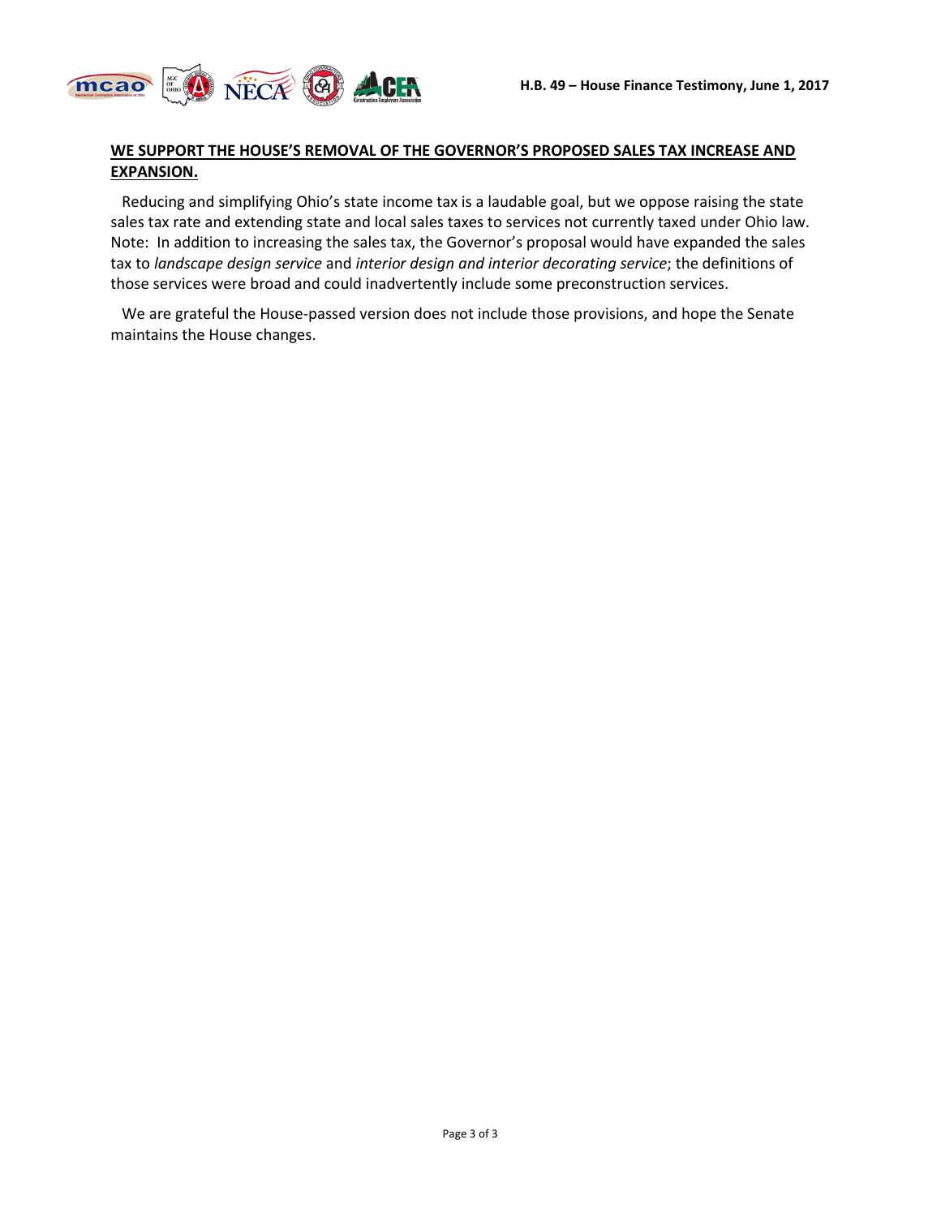**WE SUPPORT THE HOUSE'S REMOVAL OF THE GOVERNOR'S PROPOSED SALES TAX INCREASE AND EXPANSION.**

Reducing and simplifying Ohio's state income tax is a laudable goal, but we oppose raising the state sales tax rate and extending state and local sales taxes to services not currently taxed under Ohio law. Note: In addition to increasing the sales tax, the Governor's proposal would have expanded the sales tax to *landscape design service* and *interior design and interior decorating service*; the definitions of those services were broad and could inadvertently include some preconstruction services.

We are grateful the House-passed version does not include those provisions, and hope the Senate maintains the House changes.